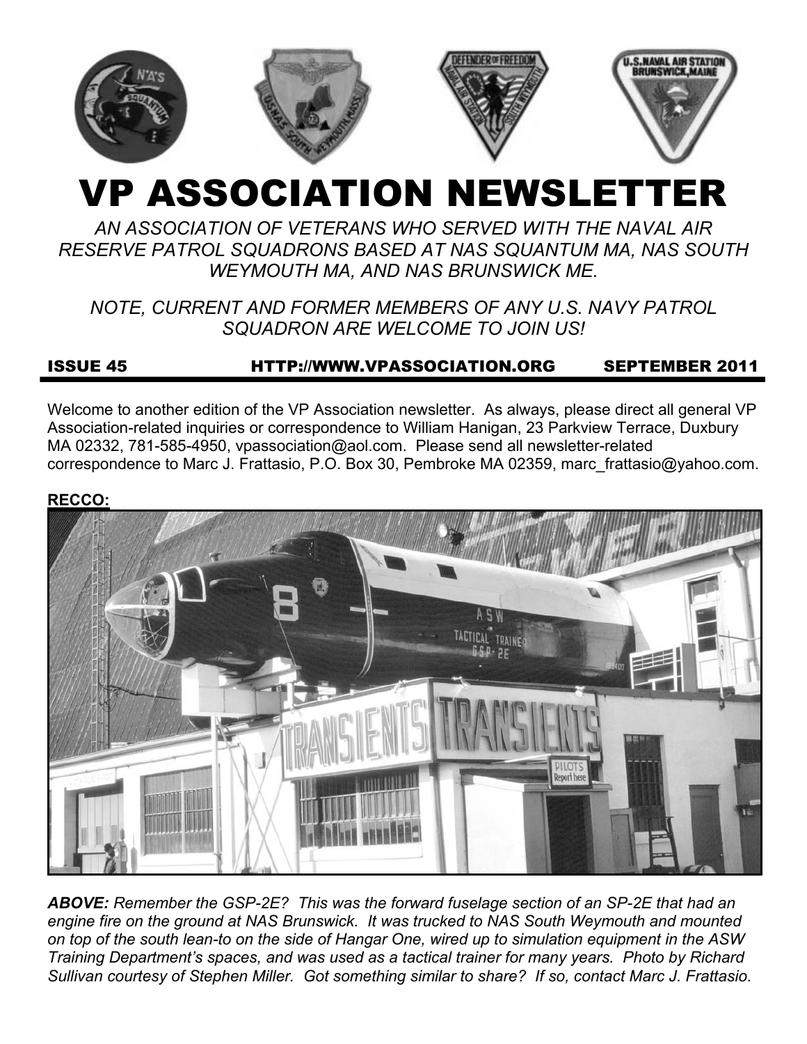# VP ASSOCIATION NEWSLETTER

*AN ASSOCIATION OF VETERANS WHO SERVED WITH THE NAVAL AIR RESERVE PATROL SQUADRONS BASED AT NAS SQUANTUM MA, NAS SOUTH WEYMOUTH MA, AND NAS BRUNSWICK ME.*

*NOTE, CURRENT AND FORMER MEMBERS OF ANY U.S. NAVY PATROL SQUADRON ARE WELCOME TO JOIN US!*

**ISSUE 45 HTTP://WWW.VPASSOCIATION.ORG SEPTEMBER 2011**

Welcome to another edition of the VP Association newsletter. As always, please direct all general VP Association-related inquiries or correspondence to William Hanigan, 23 Parkview Terrace, Duxbury MA 02332, 781-585-4950, vpassociation@aol.com. Please send all newsletter-related correspondence to Marc J. Frattasio, P.O. Box 30, Pembroke MA 02359, marc_frattasio@yahoo.com.

**RECCO:**

***ABOVE:*** *Remember the GSP-2E? This was the forward fuselage section of an SP-2E that had an engine fire on the ground at NAS Brunswick. It was trucked to NAS South Weymouth and mounted on top of the south lean-to on the side of Hangar One, wired up to simulation equipment in the ASW Training Department's spaces, and was used as a tactical trainer for many years. Photo by Richard Sullivan courtesy of Stephen Miller. Got something similar to share? If so, contact Marc J. Frattasio.*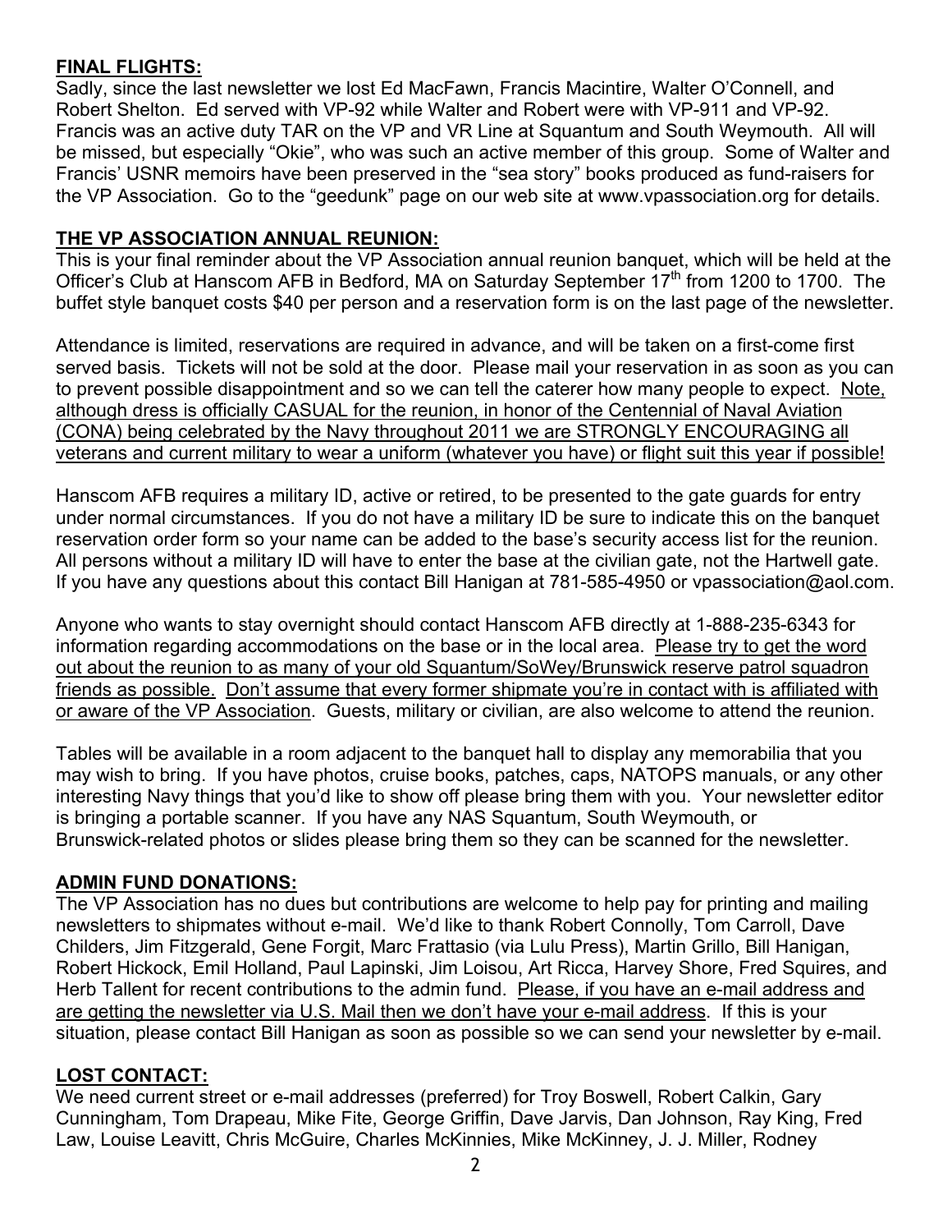## FINAL FLIGHTS:

Sadly, since the last newsletter we lost Ed MacFawn, Francis Macintire, Walter O'Connell, and Robert Shelton. Ed served with VP-92 while Walter and Robert were with VP-911 and VP-92. Francis was an active duty TAR on the VP and VR Line at Squantum and South Weymouth. All will be missed, but especially "Okie", who was such an active member of this group. Some of Walter and Francis' USNR memoirs have been preserved in the "sea story" books produced as fund-raisers for the VP Association. Go to the "geedunk" page on our web site at www.vpassociation.org for details.

## THE VP ASSOCIATION ANNUAL REUNION:

This is your final reminder about the VP Association annual reunion banquet, which will be held at the Officer's Club at Hanscom AFB in Bedford, MA on Saturday September 17th from 1200 to 1700. The buffet style banquet costs $40 per person and a reservation form is on the last page of the newsletter.

Attendance is limited, reservations are required in advance, and will be taken on a first-come first served basis. Tickets will not be sold at the door. Please mail your reservation in as soon as you can to prevent possible disappointment and so we can tell the caterer how many people to expect. Note, although dress is officially CASUAL for the reunion, in honor of the Centennial of Naval Aviation (CONA) being celebrated by the Navy throughout 2011 we are STRONGLY ENCOURAGING all veterans and current military to wear a uniform (whatever you have) or flight suit this year if possible!

Hanscom AFB requires a military ID, active or retired, to be presented to the gate guards for entry under normal circumstances. If you do not have a military ID be sure to indicate this on the banquet reservation order form so your name can be added to the base's security access list for the reunion. All persons without a military ID will have to enter the base at the civilian gate, not the Hartwell gate. If you have any questions about this contact Bill Hanigan at 781-585-4950 or vpassociation@aol.com.

Anyone who wants to stay overnight should contact Hanscom AFB directly at 1-888-235-6343 for information regarding accommodations on the base or in the local area. Please try to get the word out about the reunion to as many of your old Squantum/SoWey/Brunswick reserve patrol squadron friends as possible. Don't assume that every former shipmate you're in contact with is affiliated with or aware of the VP Association. Guests, military or civilian, are also welcome to attend the reunion.

Tables will be available in a room adjacent to the banquet hall to display any memorabilia that you may wish to bring. If you have photos, cruise books, patches, caps, NATOPS manuals, or any other interesting Navy things that you'd like to show off please bring them with you. Your newsletter editor is bringing a portable scanner. If you have any NAS Squantum, South Weymouth, or Brunswick-related photos or slides please bring them so they can be scanned for the newsletter.

## ADMIN FUND DONATIONS:

The VP Association has no dues but contributions are welcome to help pay for printing and mailing newsletters to shipmates without e-mail. We'd like to thank Robert Connolly, Tom Carroll, Dave Childers, Jim Fitzgerald, Gene Forgit, Marc Frattasio (via Lulu Press), Martin Grillo, Bill Hanigan, Robert Hickock, Emil Holland, Paul Lapinski, Jim Loisou, Art Ricca, Harvey Shore, Fred Squires, and Herb Tallent for recent contributions to the admin fund. Please, if you have an e-mail address and are getting the newsletter via U.S. Mail then we don't have your e-mail address. If this is your situation, please contact Bill Hanigan as soon as possible so we can send your newsletter by e-mail.

## LOST CONTACT:

We need current street or e-mail addresses (preferred) for Troy Boswell, Robert Calkin, Gary Cunningham, Tom Drapeau, Mike Fite, George Griffin, Dave Jarvis, Dan Johnson, Ray King, Fred Law, Louise Leavitt, Chris McGuire, Charles McKinnies, Mike McKinney, J. J. Miller, Rodney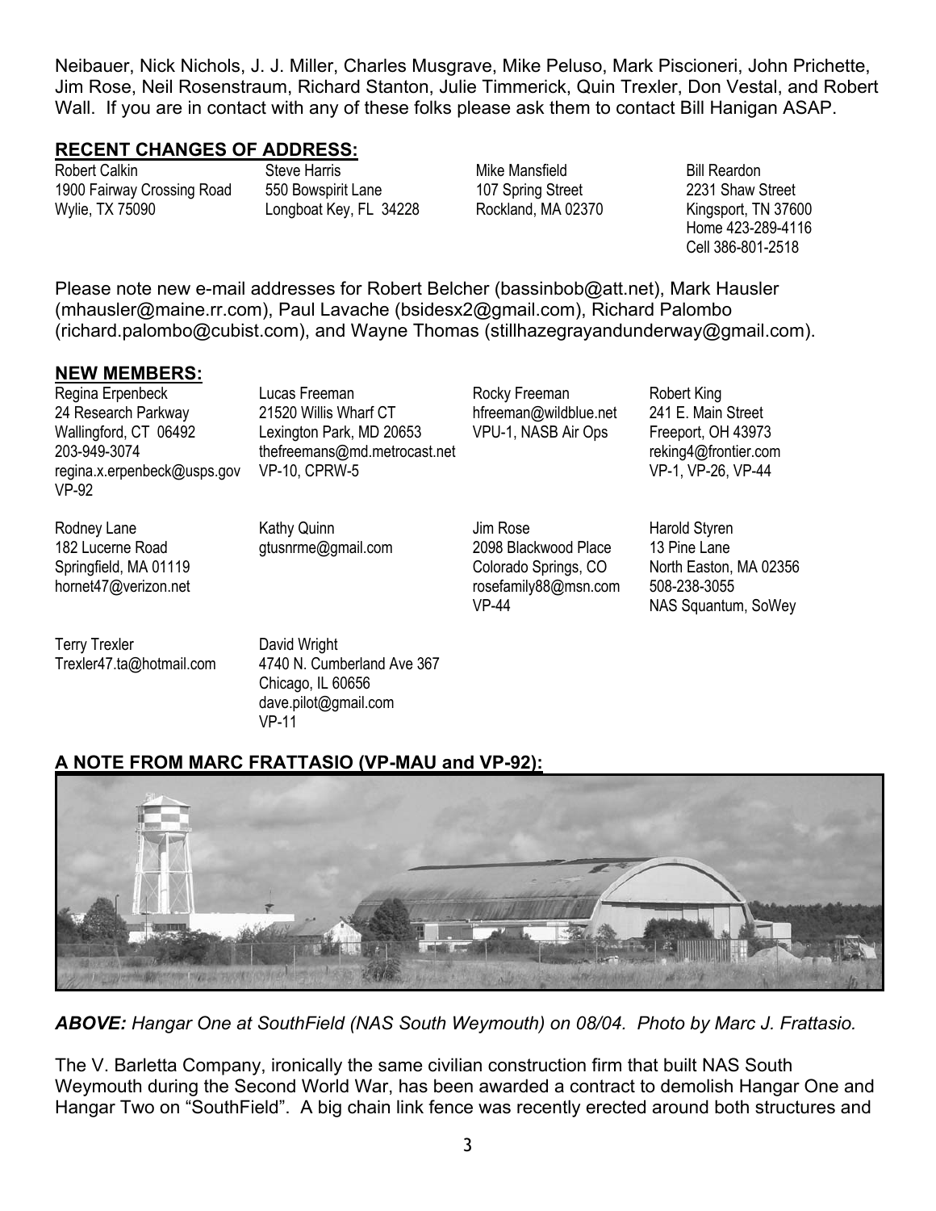Neibauer, Nick Nichols, J. J. Miller, Charles Musgrave, Mike Peluso, Mark Piscioneri, John Prichette, Jim Rose, Neil Rosenstraum, Richard Stanton, Julie Timmerick, Quin Trexler, Don Vestal, and Robert Wall. If you are in contact with any of these folks please ask them to contact Bill Hanigan ASAP.

## RECENT CHANGES OF ADDRESS:

Robert Calkin
1900 Fairway Crossing Road
Wylie, TX 75090

Steve Harris
550 Bowspirit Lane
Longboat Key, FL 34228

Mike Mansfield
107 Spring Street
Rockland, MA 02370

Bill Reardon
2231 Shaw Street
Kingsport, TN 37600
Home 423-289-4116
Cell 386-801-2518

Please note new e-mail addresses for Robert Belcher (bassinbob@att.net), Mark Hausler (mhausler@maine.rr.com), Paul Lavache (bsidesx2@gmail.com), Richard Palombo (richard.palombo@cubist.com), and Wayne Thomas (stillhazegrayandunderway@gmail.com).

## NEW MEMBERS:

Regina Erpenbeck
24 Research Parkway
Wallingford, CT 06492
203-949-3074
regina.x.erpenbeck@usps.gov
VP-92

Lucas Freeman
21520 Willis Wharf CT
Lexington Park, MD 20653
thefreemans@md.metrocast.net
VP-10, CPRW-5

Rocky Freeman
hfreeman@wildblue.net
VPU-1, NASB Air Ops

Robert King
241 E. Main Street
Freeport, OH 43973
reking4@frontier.com
VP-1, VP-26, VP-44

Rodney Lane
182 Lucerne Road
Springfield, MA 01119
hornet47@verizon.net

Kathy Quinn
gtusnrme@gmail.com

Jim Rose
2098 Blackwood Place
Colorado Springs, CO
rosefamily88@msn.com
VP-44

Harold Styren
13 Pine Lane
North Easton, MA 02356
508-238-3055
NAS Squantum, SoWey

Terry Trexler
Trexler47.ta@hotmail.com

David Wright
4740 N. Cumberland Ave 367
Chicago, IL 60656
dave.pilot@gmail.com
VP-11

## A NOTE FROM MARC FRATTASIO (VP-MAU and VP-92):

***ABOVE:*** *Hangar One at SouthField (NAS South Weymouth) on 08/04. Photo by Marc J. Frattasio.*

The V. Barletta Company, ironically the same civilian construction firm that built NAS South Weymouth during the Second World War, has been awarded a contract to demolish Hangar One and Hangar Two on "SouthField". A big chain link fence was recently erected around both structures and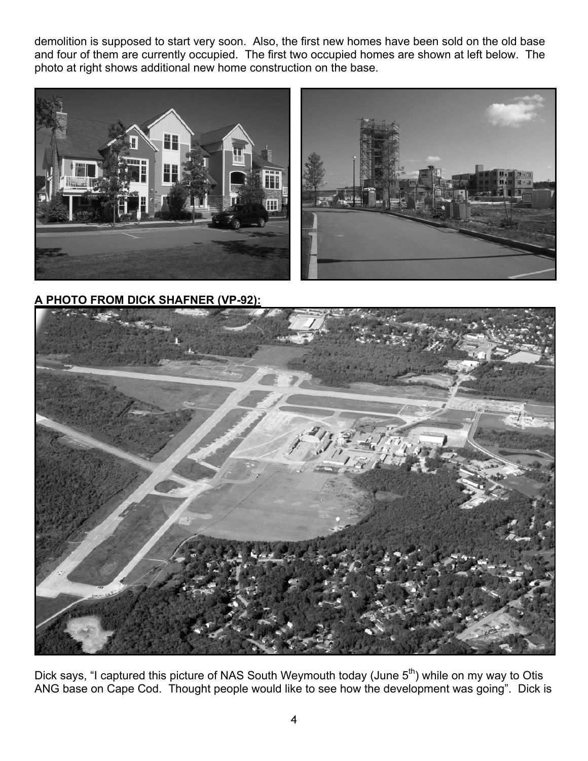demolition is supposed to start very soon. Also, the first new homes have been sold on the old base and four of them are currently occupied. The first two occupied homes are shown at left below. The photo at right shows additional new home construction on the base.

**A PHOTO FROM DICK SHAFNER (VP-92):**

Dick says, "I captured this picture of NAS South Weymouth today (June 5th) while on my way to Otis ANG base on Cape Cod. Thought people would like to see how the development was going". Dick is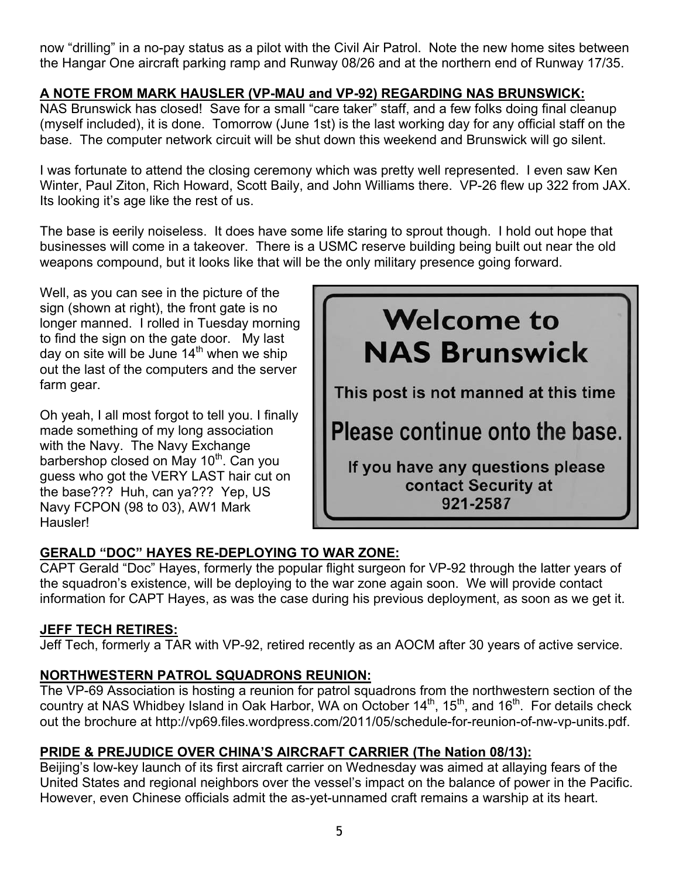now “drilling” in a no-pay status as a pilot with the Civil Air Patrol. Note the new home sites between the Hangar One aircraft parking ramp and Runway 08/26 and at the northern end of Runway 17/35.

**A NOTE FROM MARK HAUSLER (VP-MAU and VP-92) REGARDING NAS BRUNSWICK:**

NAS Brunswick has closed! Save for a small “care taker” staff, and a few folks doing final cleanup (myself included), it is done. Tomorrow (June 1st) is the last working day for any official staff on the base. The computer network circuit will be shut down this weekend and Brunswick will go silent.

I was fortunate to attend the closing ceremony which was pretty well represented. I even saw Ken Winter, Paul Ziton, Rich Howard, Scott Baily, and John Williams there. VP-26 flew up 322 from JAX. Its looking it’s age like the rest of us.

The base is eerily noiseless. It does have some life staring to sprout though. I hold out hope that businesses will come in a takeover. There is a USMC reserve building being built out near the old weapons compound, but it looks like that will be the only military presence going forward.

Well, as you can see in the picture of the sign (shown at right), the front gate is no longer manned. I rolled in Tuesday morning to find the sign on the gate door. My last day on site will be June 14th when we ship out the last of the computers and the server farm gear.

Welcome to
NAS Brunswick

This post is not manned at this time

Please continue onto the base.

If you have any questions please contact Security at 921-2587

Oh yeah, I all most forgot to tell you. I finally made something of my long association with the Navy. The Navy Exchange barbershop closed on May 10th. Can you guess who got the VERY LAST hair cut on the base??? Huh, can ya??? Yep, US Navy FCPON (98 to 03), AW1 Mark Hausler!

**GERALD “DOC” HAYES RE-DEPLOYING TO WAR ZONE:**

CAPT Gerald “Doc” Hayes, formerly the popular flight surgeon for VP-92 through the latter years of the squadron’s existence, will be deploying to the war zone again soon. We will provide contact information for CAPT Hayes, as was the case during his previous deployment, as soon as we get it.

**JEFF TECH RETIRES:**

Jeff Tech, formerly a TAR with VP-92, retired recently as an AOCM after 30 years of active service.

**NORTHWESTERN PATROL SQUADRONS REUNION:**

The VP-69 Association is hosting a reunion for patrol squadrons from the northwestern section of the country at NAS Whidbey Island in Oak Harbor, WA on October 14th, 15th, and 16th. For details check out the brochure at http://vp69.files.wordpress.com/2011/05/schedule-for-reunion-of-nw-vp-units.pdf.

**PRIDE & PREJUDICE OVER CHINA’S AIRCRAFT CARRIER (The Nation 08/13):**

Beijing’s low-key launch of its first aircraft carrier on Wednesday was aimed at allaying fears of the United States and regional neighbors over the vessel’s impact on the balance of power in the Pacific. However, even Chinese officials admit the as-yet-unnamed craft remains a warship at its heart.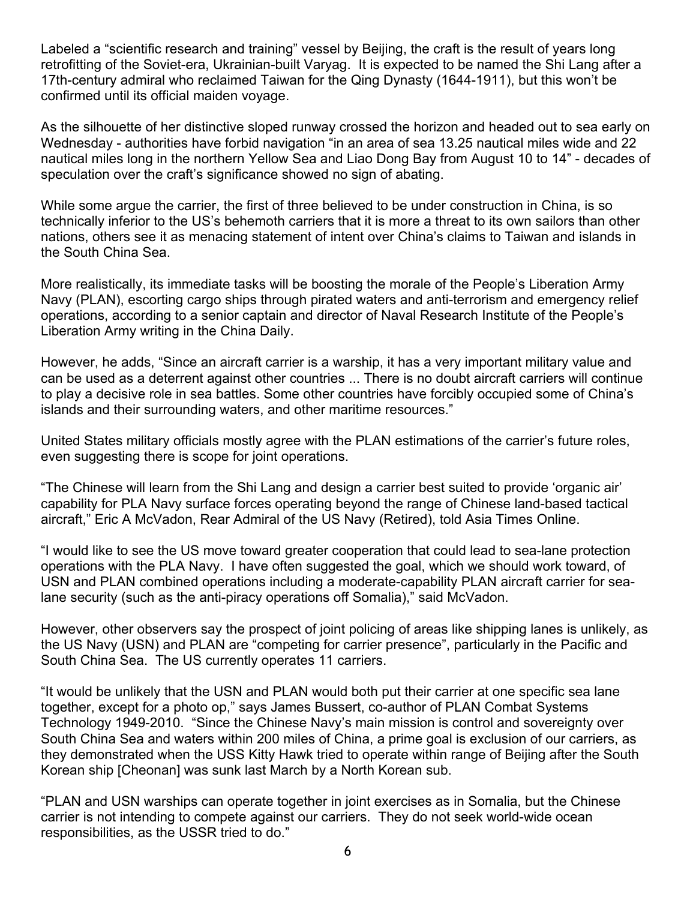Labeled a "scientific research and training" vessel by Beijing, the craft is the result of years long retrofitting of the Soviet-era, Ukrainian-built Varyag. It is expected to be named the Shi Lang after a 17th-century admiral who reclaimed Taiwan for the Qing Dynasty (1644-1911), but this won't be confirmed until its official maiden voyage.

As the silhouette of her distinctive sloped runway crossed the horizon and headed out to sea early on Wednesday - authorities have forbid navigation "in an area of sea 13.25 nautical miles wide and 22 nautical miles long in the northern Yellow Sea and Liao Dong Bay from August 10 to 14" - decades of speculation over the craft's significance showed no sign of abating.

While some argue the carrier, the first of three believed to be under construction in China, is so technically inferior to the US's behemoth carriers that it is more a threat to its own sailors than other nations, others see it as menacing statement of intent over China's claims to Taiwan and islands in the South China Sea.

More realistically, its immediate tasks will be boosting the morale of the People's Liberation Army Navy (PLAN), escorting cargo ships through pirated waters and anti-terrorism and emergency relief operations, according to a senior captain and director of Naval Research Institute of the People's Liberation Army writing in the China Daily.

However, he adds, "Since an aircraft carrier is a warship, it has a very important military value and can be used as a deterrent against other countries ... There is no doubt aircraft carriers will continue to play a decisive role in sea battles. Some other countries have forcibly occupied some of China's islands and their surrounding waters, and other maritime resources."

United States military officials mostly agree with the PLAN estimations of the carrier's future roles, even suggesting there is scope for joint operations.

"The Chinese will learn from the Shi Lang and design a carrier best suited to provide 'organic air' capability for PLA Navy surface forces operating beyond the range of Chinese land-based tactical aircraft," Eric A McVadon, Rear Admiral of the US Navy (Retired), told Asia Times Online.

"I would like to see the US move toward greater cooperation that could lead to sea-lane protection operations with the PLA Navy. I have often suggested the goal, which we should work toward, of USN and PLAN combined operations including a moderate-capability PLAN aircraft carrier for sea-lane security (such as the anti-piracy operations off Somalia)," said McVadon.

However, other observers say the prospect of joint policing of areas like shipping lanes is unlikely, as the US Navy (USN) and PLAN are "competing for carrier presence", particularly in the Pacific and South China Sea. The US currently operates 11 carriers.

"It would be unlikely that the USN and PLAN would both put their carrier at one specific sea lane together, except for a photo op," says James Bussert, co-author of PLAN Combat Systems Technology 1949-2010. "Since the Chinese Navy's main mission is control and sovereignty over South China Sea and waters within 200 miles of China, a prime goal is exclusion of our carriers, as they demonstrated when the USS Kitty Hawk tried to operate within range of Beijing after the South Korean ship [Cheonan] was sunk last March by a North Korean sub.

"PLAN and USN warships can operate together in joint exercises as in Somalia, but the Chinese carrier is not intending to compete against our carriers. They do not seek world-wide ocean responsibilities, as the USSR tried to do."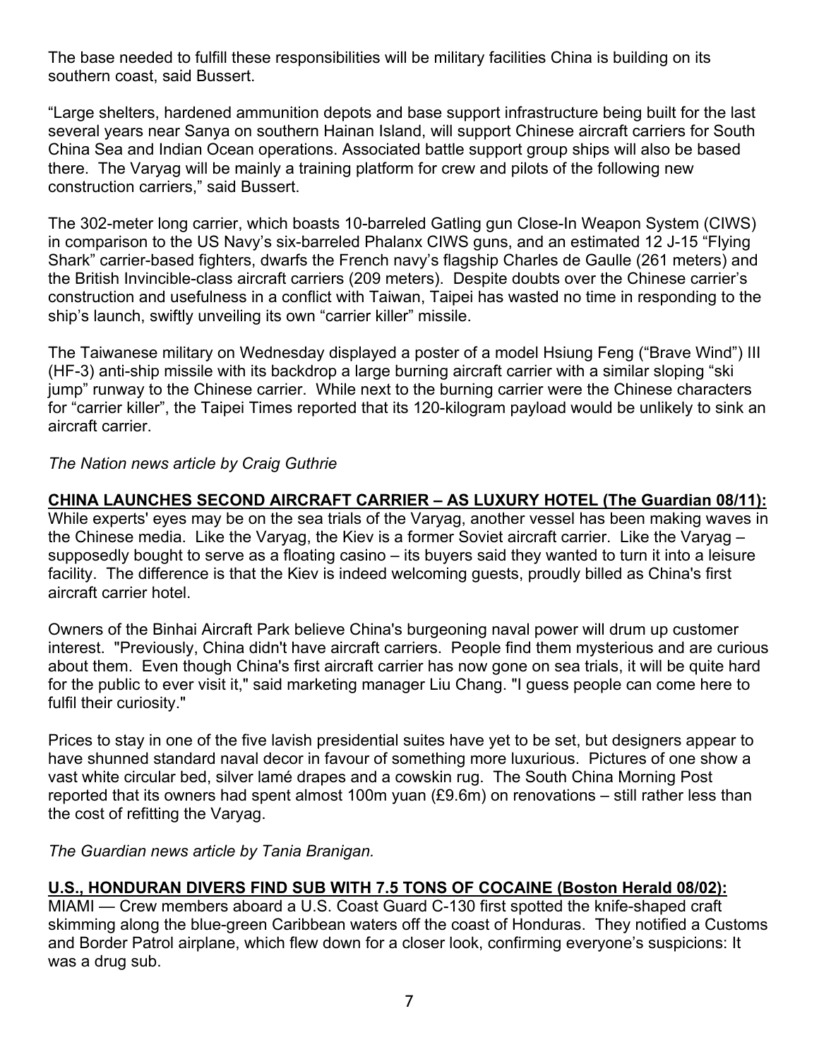The base needed to fulfill these responsibilities will be military facilities China is building on its southern coast, said Bussert.

“Large shelters, hardened ammunition depots and base support infrastructure being built for the last several years near Sanya on southern Hainan Island, will support Chinese aircraft carriers for South China Sea and Indian Ocean operations. Associated battle support group ships will also be based there. The Varyag will be mainly a training platform for crew and pilots of the following new construction carriers,” said Bussert.

The 302-meter long carrier, which boasts 10-barreled Gatling gun Close-In Weapon System (CIWS) in comparison to the US Navy’s six-barreled Phalanx CIWS guns, and an estimated 12 J-15 “Flying Shark” carrier-based fighters, dwarfs the French navy’s flagship Charles de Gaulle (261 meters) and the British Invincible-class aircraft carriers (209 meters). Despite doubts over the Chinese carrier’s construction and usefulness in a conflict with Taiwan, Taipei has wasted no time in responding to the ship’s launch, swiftly unveiling its own “carrier killer” missile.

The Taiwanese military on Wednesday displayed a poster of a model Hsiung Feng (“Brave Wind”) III (HF-3) anti-ship missile with its backdrop a large burning aircraft carrier with a similar sloping “ski jump” runway to the Chinese carrier. While next to the burning carrier were the Chinese characters for “carrier killer”, the Taipei Times reported that its 120-kilogram payload would be unlikely to sink an aircraft carrier.

*The Nation news article by Craig Guthrie*

**CHINA LAUNCHES SECOND AIRCRAFT CARRIER – AS LUXURY HOTEL (The Guardian 08/11):**

While experts' eyes may be on the sea trials of the Varyag, another vessel has been making waves in the Chinese media. Like the Varyag, the Kiev is a former Soviet aircraft carrier. Like the Varyag – supposedly bought to serve as a floating casino – its buyers said they wanted to turn it into a leisure facility. The difference is that the Kiev is indeed welcoming guests, proudly billed as China's first aircraft carrier hotel.

Owners of the Binhai Aircraft Park believe China's burgeoning naval power will drum up customer interest. "Previously, China didn't have aircraft carriers. People find them mysterious and are curious about them. Even though China's first aircraft carrier has now gone on sea trials, it will be quite hard for the public to ever visit it," said marketing manager Liu Chang. "I guess people can come here to fulfil their curiosity."

Prices to stay in one of the five lavish presidential suites have yet to be set, but designers appear to have shunned standard naval decor in favour of something more luxurious. Pictures of one show a vast white circular bed, silver lamé drapes and a cowskin rug. The South China Morning Post reported that its owners had spent almost 100m yuan (£9.6m) on renovations – still rather less than the cost of refitting the Varyag.

*The Guardian news article by Tania Branigan.*

**U.S., HONDURAN DIVERS FIND SUB WITH 7.5 TONS OF COCAINE (Boston Herald 08/02):**

MIAMI — Crew members aboard a U.S. Coast Guard C-130 first spotted the knife-shaped craft skimming along the blue-green Caribbean waters off the coast of Honduras. They notified a Customs and Border Patrol airplane, which flew down for a closer look, confirming everyone’s suspicions: It was a drug sub.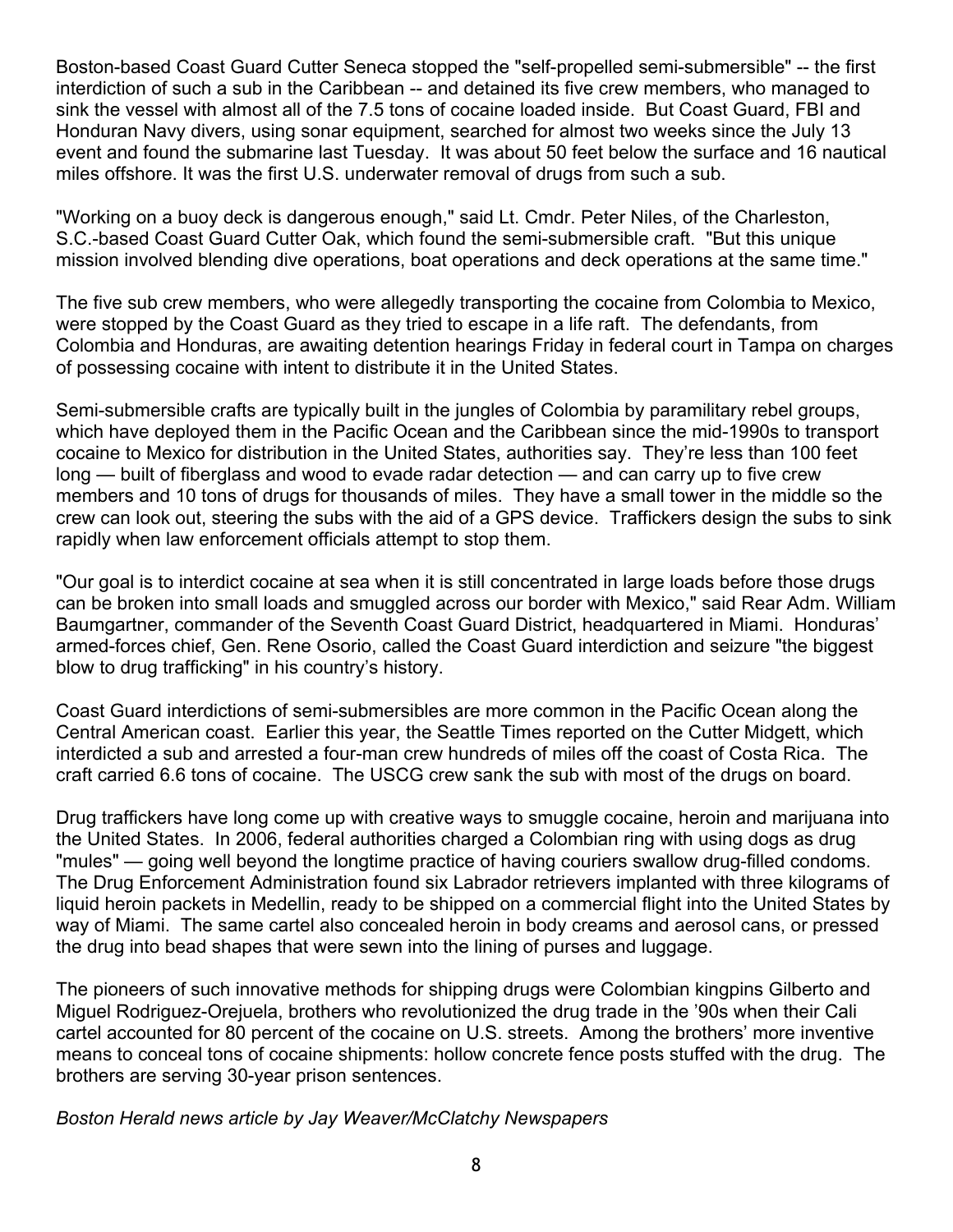Boston-based Coast Guard Cutter Seneca stopped the "self-propelled semi-submersible" -- the first interdiction of such a sub in the Caribbean -- and detained its five crew members, who managed to sink the vessel with almost all of the 7.5 tons of cocaine loaded inside. But Coast Guard, FBI and Honduran Navy divers, using sonar equipment, searched for almost two weeks since the July 13 event and found the submarine last Tuesday. It was about 50 feet below the surface and 16 nautical miles offshore. It was the first U.S. underwater removal of drugs from such a sub.

"Working on a buoy deck is dangerous enough," said Lt. Cmdr. Peter Niles, of the Charleston, S.C.-based Coast Guard Cutter Oak, which found the semi-submersible craft. "But this unique mission involved blending dive operations, boat operations and deck operations at the same time."

The five sub crew members, who were allegedly transporting the cocaine from Colombia to Mexico, were stopped by the Coast Guard as they tried to escape in a life raft. The defendants, from Colombia and Honduras, are awaiting detention hearings Friday in federal court in Tampa on charges of possessing cocaine with intent to distribute it in the United States.

Semi-submersible crafts are typically built in the jungles of Colombia by paramilitary rebel groups, which have deployed them in the Pacific Ocean and the Caribbean since the mid-1990s to transport cocaine to Mexico for distribution in the United States, authorities say. They're less than 100 feet long — built of fiberglass and wood to evade radar detection — and can carry up to five crew members and 10 tons of drugs for thousands of miles. They have a small tower in the middle so the crew can look out, steering the subs with the aid of a GPS device. Traffickers design the subs to sink rapidly when law enforcement officials attempt to stop them.

"Our goal is to interdict cocaine at sea when it is still concentrated in large loads before those drugs can be broken into small loads and smuggled across our border with Mexico," said Rear Adm. William Baumgartner, commander of the Seventh Coast Guard District, headquartered in Miami. Honduras' armed-forces chief, Gen. Rene Osorio, called the Coast Guard interdiction and seizure "the biggest blow to drug trafficking" in his country's history.

Coast Guard interdictions of semi-submersibles are more common in the Pacific Ocean along the Central American coast. Earlier this year, the Seattle Times reported on the Cutter Midgett, which interdicted a sub and arrested a four-man crew hundreds of miles off the coast of Costa Rica. The craft carried 6.6 tons of cocaine. The USCG crew sank the sub with most of the drugs on board.

Drug traffickers have long come up with creative ways to smuggle cocaine, heroin and marijuana into the United States. In 2006, federal authorities charged a Colombian ring with using dogs as drug "mules" — going well beyond the longtime practice of having couriers swallow drug-filled condoms. The Drug Enforcement Administration found six Labrador retrievers implanted with three kilograms of liquid heroin packets in Medellin, ready to be shipped on a commercial flight into the United States by way of Miami. The same cartel also concealed heroin in body creams and aerosol cans, or pressed the drug into bead shapes that were sewn into the lining of purses and luggage.

The pioneers of such innovative methods for shipping drugs were Colombian kingpins Gilberto and Miguel Rodriguez-Orejuela, brothers who revolutionized the drug trade in the '90s when their Cali cartel accounted for 80 percent of the cocaine on U.S. streets. Among the brothers' more inventive means to conceal tons of cocaine shipments: hollow concrete fence posts stuffed with the drug. The brothers are serving 30-year prison sentences.

*Boston Herald news article by Jay Weaver/McClatchy Newspapers*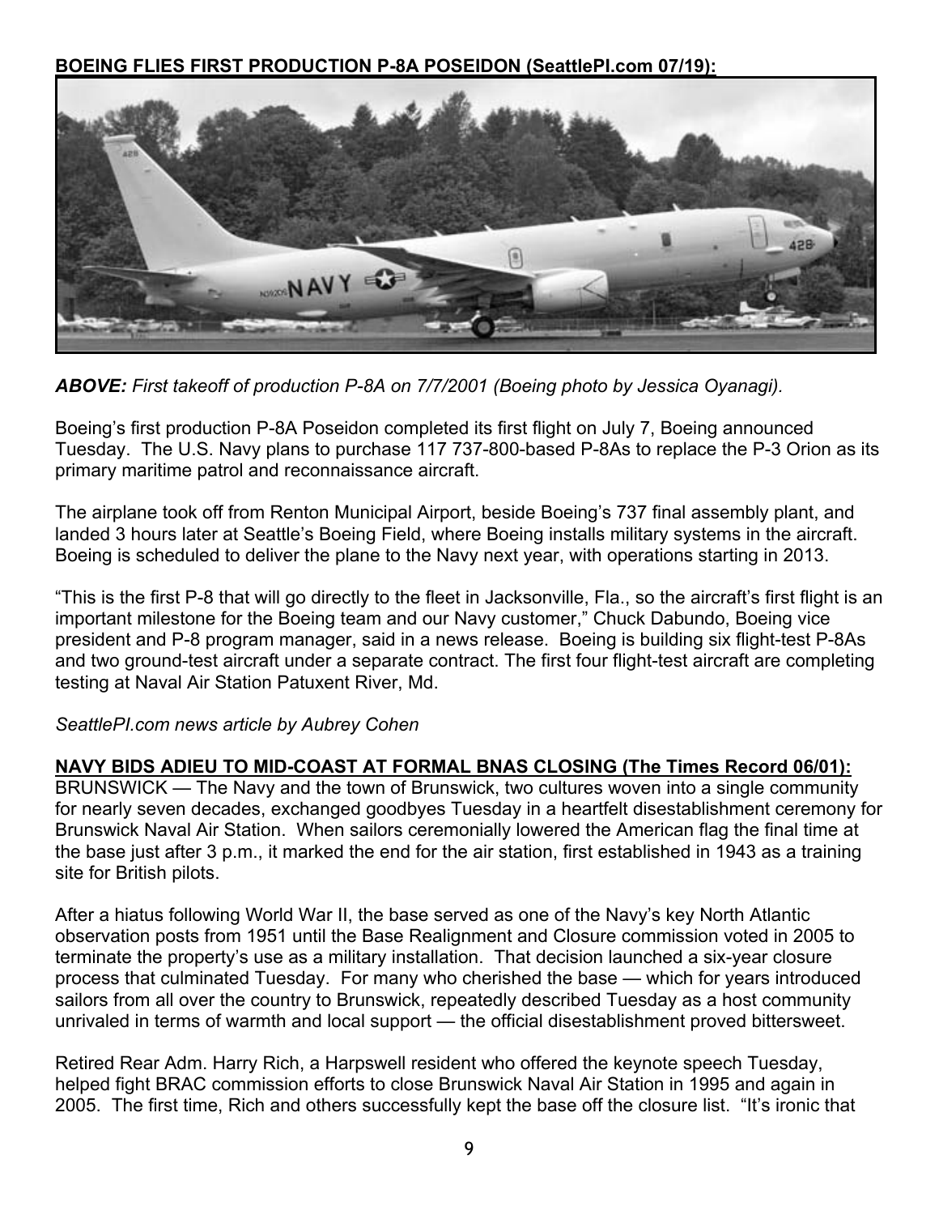**BOEING FLIES FIRST PRODUCTION P-8A POSEIDON (SeattlePI.com 07/19):**

***ABOVE:*** *First takeoff of production P-8A on 7/7/2001 (Boeing photo by Jessica Oyanagi).*

Boeing's first production P-8A Poseidon completed its first flight on July 7, Boeing announced Tuesday. The U.S. Navy plans to purchase 117 737-800-based P-8As to replace the P-3 Orion as its primary maritime patrol and reconnaissance aircraft.

The airplane took off from Renton Municipal Airport, beside Boeing's 737 final assembly plant, and landed 3 hours later at Seattle's Boeing Field, where Boeing installs military systems in the aircraft. Boeing is scheduled to deliver the plane to the Navy next year, with operations starting in 2013.

"This is the first P-8 that will go directly to the fleet in Jacksonville, Fla., so the aircraft's first flight is an important milestone for the Boeing team and our Navy customer," Chuck Dabundo, Boeing vice president and P-8 program manager, said in a news release. Boeing is building six flight-test P-8As and two ground-test aircraft under a separate contract. The first four flight-test aircraft are completing testing at Naval Air Station Patuxent River, Md.

*SeattlePI.com news article by Aubrey Cohen*

**NAVY BIDS ADIEU TO MID-COAST AT FORMAL BNAS CLOSING (The Times Record 06/01):**

BRUNSWICK — The Navy and the town of Brunswick, two cultures woven into a single community for nearly seven decades, exchanged goodbyes Tuesday in a heartfelt disestablishment ceremony for Brunswick Naval Air Station. When sailors ceremonially lowered the American flag the final time at the base just after 3 p.m., it marked the end for the air station, first established in 1943 as a training site for British pilots.

After a hiatus following World War II, the base served as one of the Navy's key North Atlantic observation posts from 1951 until the Base Realignment and Closure commission voted in 2005 to terminate the property's use as a military installation. That decision launched a six-year closure process that culminated Tuesday. For many who cherished the base — which for years introduced sailors from all over the country to Brunswick, repeatedly described Tuesday as a host community unrivaled in terms of warmth and local support — the official disestablishment proved bittersweet.

Retired Rear Adm. Harry Rich, a Harpswell resident who offered the keynote speech Tuesday, helped fight BRAC commission efforts to close Brunswick Naval Air Station in 1995 and again in 2005. The first time, Rich and others successfully kept the base off the closure list. "It's ironic that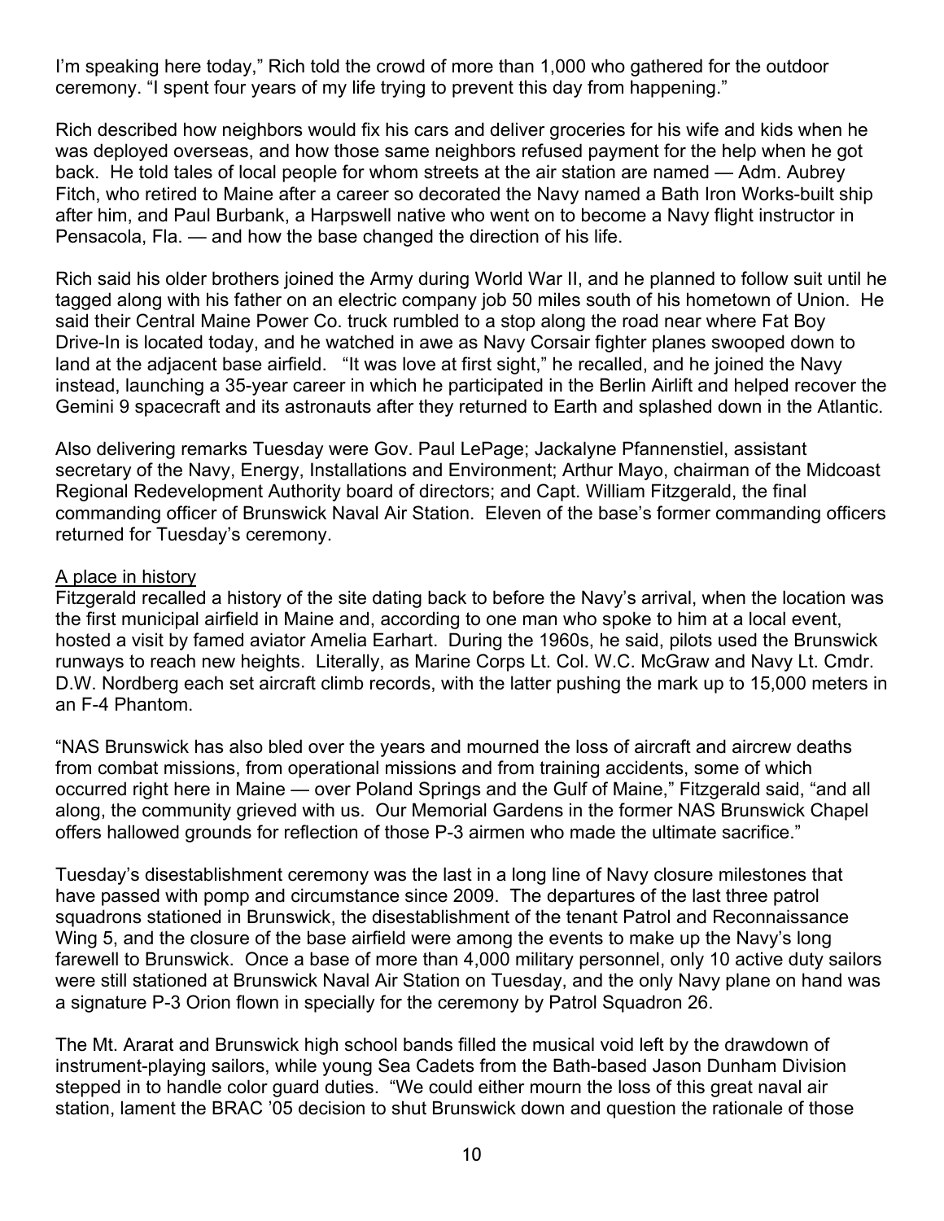I'm speaking here today," Rich told the crowd of more than 1,000 who gathered for the outdoor ceremony. "I spent four years of my life trying to prevent this day from happening."

Rich described how neighbors would fix his cars and deliver groceries for his wife and kids when he was deployed overseas, and how those same neighbors refused payment for the help when he got back. He told tales of local people for whom streets at the air station are named — Adm. Aubrey Fitch, who retired to Maine after a career so decorated the Navy named a Bath Iron Works-built ship after him, and Paul Burbank, a Harpswell native who went on to become a Navy flight instructor in Pensacola, Fla. — and how the base changed the direction of his life.

Rich said his older brothers joined the Army during World War II, and he planned to follow suit until he tagged along with his father on an electric company job 50 miles south of his hometown of Union. He said their Central Maine Power Co. truck rumbled to a stop along the road near where Fat Boy Drive-In is located today, and he watched in awe as Navy Corsair fighter planes swooped down to land at the adjacent base airfield. "It was love at first sight," he recalled, and he joined the Navy instead, launching a 35-year career in which he participated in the Berlin Airlift and helped recover the Gemini 9 spacecraft and its astronauts after they returned to Earth and splashed down in the Atlantic.

Also delivering remarks Tuesday were Gov. Paul LePage; Jackalyne Pfannenstiel, assistant secretary of the Navy, Energy, Installations and Environment; Arthur Mayo, chairman of the Midcoast Regional Redevelopment Authority board of directors; and Capt. William Fitzgerald, the final commanding officer of Brunswick Naval Air Station. Eleven of the base's former commanding officers returned for Tuesday's ceremony.

A place in history

Fitzgerald recalled a history of the site dating back to before the Navy's arrival, when the location was the first municipal airfield in Maine and, according to one man who spoke to him at a local event, hosted a visit by famed aviator Amelia Earhart. During the 1960s, he said, pilots used the Brunswick runways to reach new heights. Literally, as Marine Corps Lt. Col. W.C. McGraw and Navy Lt. Cmdr. D.W. Nordberg each set aircraft climb records, with the latter pushing the mark up to 15,000 meters in an F-4 Phantom.

"NAS Brunswick has also bled over the years and mourned the loss of aircraft and aircrew deaths from combat missions, from operational missions and from training accidents, some of which occurred right here in Maine — over Poland Springs and the Gulf of Maine," Fitzgerald said, "and all along, the community grieved with us. Our Memorial Gardens in the former NAS Brunswick Chapel offers hallowed grounds for reflection of those P-3 airmen who made the ultimate sacrifice."

Tuesday's disestablishment ceremony was the last in a long line of Navy closure milestones that have passed with pomp and circumstance since 2009. The departures of the last three patrol squadrons stationed in Brunswick, the disestablishment of the tenant Patrol and Reconnaissance Wing 5, and the closure of the base airfield were among the events to make up the Navy's long farewell to Brunswick. Once a base of more than 4,000 military personnel, only 10 active duty sailors were still stationed at Brunswick Naval Air Station on Tuesday, and the only Navy plane on hand was a signature P-3 Orion flown in specially for the ceremony by Patrol Squadron 26.

The Mt. Ararat and Brunswick high school bands filled the musical void left by the drawdown of instrument-playing sailors, while young Sea Cadets from the Bath-based Jason Dunham Division stepped in to handle color guard duties. "We could either mourn the loss of this great naval air station, lament the BRAC '05 decision to shut Brunswick down and question the rationale of those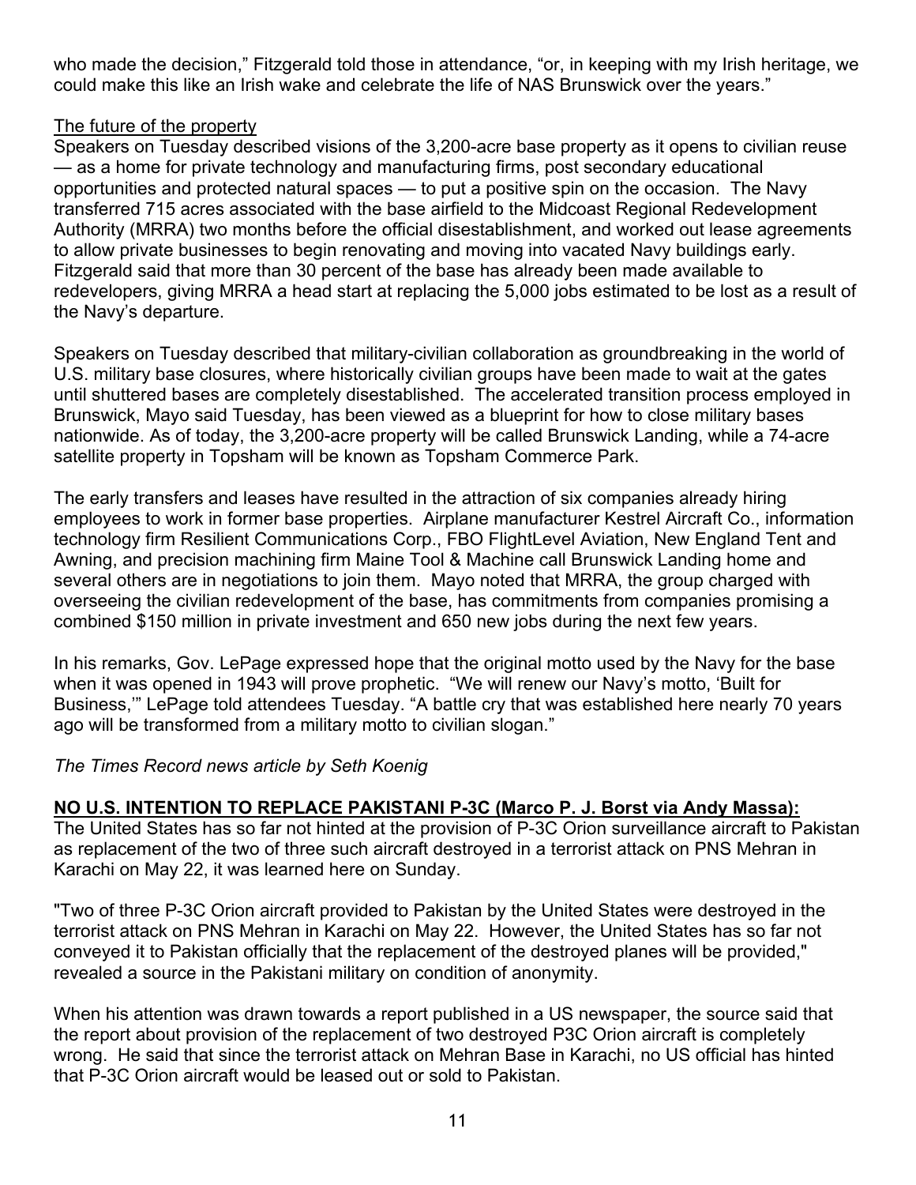who made the decision," Fitzgerald told those in attendance, "or, in keeping with my Irish heritage, we could make this like an Irish wake and celebrate the life of NAS Brunswick over the years."

The future of the property

Speakers on Tuesday described visions of the 3,200-acre base property as it opens to civilian reuse — as a home for private technology and manufacturing firms, post secondary educational opportunities and protected natural spaces — to put a positive spin on the occasion. The Navy transferred 715 acres associated with the base airfield to the Midcoast Regional Redevelopment Authority (MRRA) two months before the official disestablishment, and worked out lease agreements to allow private businesses to begin renovating and moving into vacated Navy buildings early. Fitzgerald said that more than 30 percent of the base has already been made available to redevelopers, giving MRRA a head start at replacing the 5,000 jobs estimated to be lost as a result of the Navy's departure.

Speakers on Tuesday described that military-civilian collaboration as groundbreaking in the world of U.S. military base closures, where historically civilian groups have been made to wait at the gates until shuttered bases are completely disestablished. The accelerated transition process employed in Brunswick, Mayo said Tuesday, has been viewed as a blueprint for how to close military bases nationwide. As of today, the 3,200-acre property will be called Brunswick Landing, while a 74-acre satellite property in Topsham will be known as Topsham Commerce Park.

The early transfers and leases have resulted in the attraction of six companies already hiring employees to work in former base properties. Airplane manufacturer Kestrel Aircraft Co., information technology firm Resilient Communications Corp., FBO FlightLevel Aviation, New England Tent and Awning, and precision machining firm Maine Tool & Machine call Brunswick Landing home and several others are in negotiations to join them. Mayo noted that MRRA, the group charged with overseeing the civilian redevelopment of the base, has commitments from companies promising a combined $150 million in private investment and 650 new jobs during the next few years.

In his remarks, Gov. LePage expressed hope that the original motto used by the Navy for the base when it was opened in 1943 will prove prophetic. "We will renew our Navy's motto, 'Built for Business,'" LePage told attendees Tuesday. "A battle cry that was established here nearly 70 years ago will be transformed from a military motto to civilian slogan."

*The Times Record news article by Seth Koenig*

**NO U.S. INTENTION TO REPLACE PAKISTANI P-3C (Marco P. J. Borst via Andy Massa):**

The United States has so far not hinted at the provision of P-3C Orion surveillance aircraft to Pakistan as replacement of the two of three such aircraft destroyed in a terrorist attack on PNS Mehran in Karachi on May 22, it was learned here on Sunday.

"Two of three P-3C Orion aircraft provided to Pakistan by the United States were destroyed in the terrorist attack on PNS Mehran in Karachi on May 22. However, the United States has so far not conveyed it to Pakistan officially that the replacement of the destroyed planes will be provided," revealed a source in the Pakistani military on condition of anonymity.

When his attention was drawn towards a report published in a US newspaper, the source said that the report about provision of the replacement of two destroyed P3C Orion aircraft is completely wrong. He said that since the terrorist attack on Mehran Base in Karachi, no US official has hinted that P-3C Orion aircraft would be leased out or sold to Pakistan.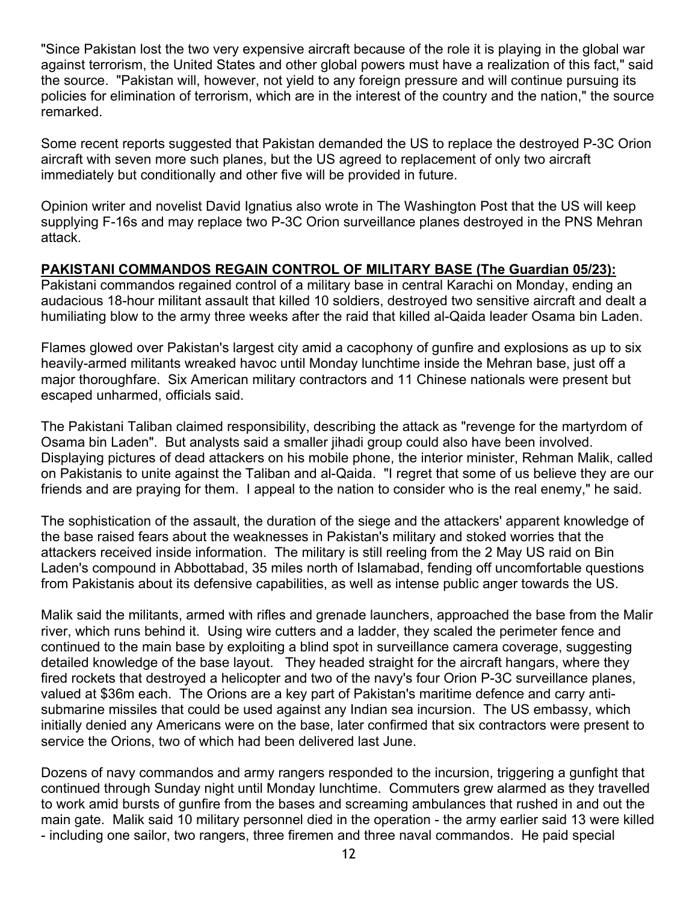"Since Pakistan lost the two very expensive aircraft because of the role it is playing in the global war against terrorism, the United States and other global powers must have a realization of this fact," said the source. "Pakistan will, however, not yield to any foreign pressure and will continue pursuing its policies for elimination of terrorism, which are in the interest of the country and the nation," the source remarked.

Some recent reports suggested that Pakistan demanded the US to replace the destroyed P-3C Orion aircraft with seven more such planes, but the US agreed to replacement of only two aircraft immediately but conditionally and other five will be provided in future.

Opinion writer and novelist David Ignatius also wrote in The Washington Post that the US will keep supplying F-16s and may replace two P-3C Orion surveillance planes destroyed in the PNS Mehran attack.

**PAKISTANI COMMANDOS REGAIN CONTROL OF MILITARY BASE (The Guardian 05/23):**
Pakistani commandos regained control of a military base in central Karachi on Monday, ending an audacious 18-hour militant assault that killed 10 soldiers, destroyed two sensitive aircraft and dealt a humiliating blow to the army three weeks after the raid that killed al-Qaida leader Osama bin Laden.

Flames glowed over Pakistan's largest city amid a cacophony of gunfire and explosions as up to six heavily-armed militants wreaked havoc until Monday lunchtime inside the Mehran base, just off a major thoroughfare. Six American military contractors and 11 Chinese nationals were present but escaped unharmed, officials said.

The Pakistani Taliban claimed responsibility, describing the attack as "revenge for the martyrdom of Osama bin Laden". But analysts said a smaller jihadi group could also have been involved. Displaying pictures of dead attackers on his mobile phone, the interior minister, Rehman Malik, called on Pakistanis to unite against the Taliban and al-Qaida. "I regret that some of us believe they are our friends and are praying for them. I appeal to the nation to consider who is the real enemy," he said.

The sophistication of the assault, the duration of the siege and the attackers' apparent knowledge of the base raised fears about the weaknesses in Pakistan's military and stoked worries that the attackers received inside information. The military is still reeling from the 2 May US raid on Bin Laden's compound in Abbottabad, 35 miles north of Islamabad, fending off uncomfortable questions from Pakistanis about its defensive capabilities, as well as intense public anger towards the US.

Malik said the militants, armed with rifles and grenade launchers, approached the base from the Malir river, which runs behind it. Using wire cutters and a ladder, they scaled the perimeter fence and continued to the main base by exploiting a blind spot in surveillance camera coverage, suggesting detailed knowledge of the base layout. They headed straight for the aircraft hangars, where they fired rockets that destroyed a helicopter and two of the navy's four Orion P-3C surveillance planes, valued at $36m each. The Orions are a key part of Pakistan's maritime defence and carry anti-submarine missiles that could be used against any Indian sea incursion. The US embassy, which initially denied any Americans were on the base, later confirmed that six contractors were present to service the Orions, two of which had been delivered last June.

Dozens of navy commandos and army rangers responded to the incursion, triggering a gunfight that continued through Sunday night until Monday lunchtime. Commuters grew alarmed as they travelled to work amid bursts of gunfire from the bases and screaming ambulances that rushed in and out the main gate. Malik said 10 military personnel died in the operation - the army earlier said 13 were killed - including one sailor, two rangers, three firemen and three naval commandos. He paid special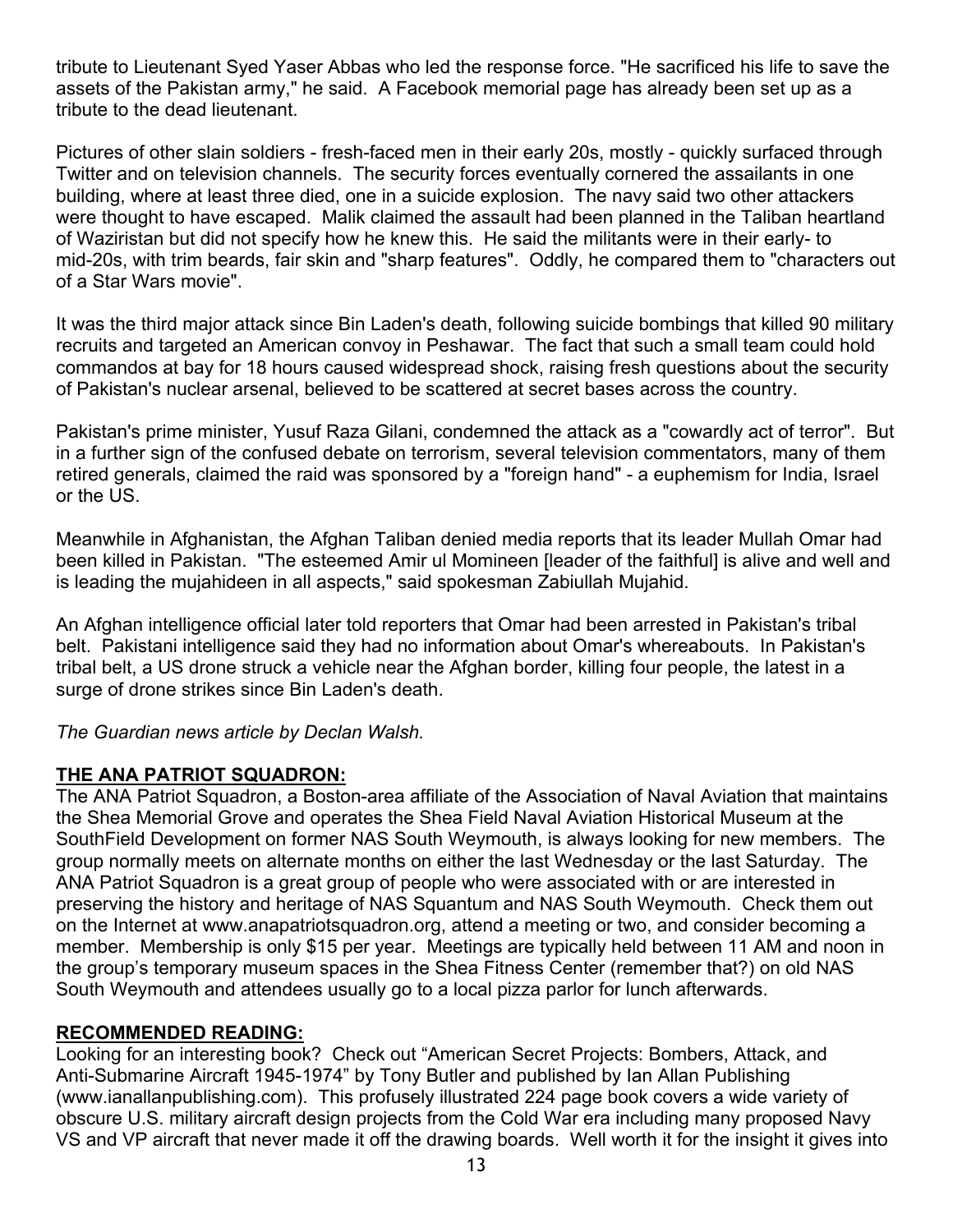tribute to Lieutenant Syed Yaser Abbas who led the response force. "He sacrificed his life to save the assets of the Pakistan army," he said. A Facebook memorial page has already been set up as a tribute to the dead lieutenant.

Pictures of other slain soldiers - fresh-faced men in their early 20s, mostly - quickly surfaced through Twitter and on television channels. The security forces eventually cornered the assailants in one building, where at least three died, one in a suicide explosion. The navy said two other attackers were thought to have escaped. Malik claimed the assault had been planned in the Taliban heartland of Waziristan but did not specify how he knew this. He said the militants were in their early- to mid-20s, with trim beards, fair skin and "sharp features". Oddly, he compared them to "characters out of a Star Wars movie".

It was the third major attack since Bin Laden's death, following suicide bombings that killed 90 military recruits and targeted an American convoy in Peshawar. The fact that such a small team could hold commandos at bay for 18 hours caused widespread shock, raising fresh questions about the security of Pakistan's nuclear arsenal, believed to be scattered at secret bases across the country.

Pakistan's prime minister, Yusuf Raza Gilani, condemned the attack as a "cowardly act of terror". But in a further sign of the confused debate on terrorism, several television commentators, many of them retired generals, claimed the raid was sponsored by a "foreign hand" - a euphemism for India, Israel or the US.

Meanwhile in Afghanistan, the Afghan Taliban denied media reports that its leader Mullah Omar had been killed in Pakistan. "The esteemed Amir ul Momineen [leader of the faithful] is alive and well and is leading the mujahideen in all aspects," said spokesman Zabiullah Mujahid.

An Afghan intelligence official later told reporters that Omar had been arrested in Pakistan's tribal belt. Pakistani intelligence said they had no information about Omar's whereabouts. In Pakistan's tribal belt, a US drone struck a vehicle near the Afghan border, killing four people, the latest in a surge of drone strikes since Bin Laden's death.

*The Guardian news article by Declan Walsh.*

## THE ANA PATRIOT SQUADRON:

The ANA Patriot Squadron, a Boston-area affiliate of the Association of Naval Aviation that maintains the Shea Memorial Grove and operates the Shea Field Naval Aviation Historical Museum at the SouthField Development on former NAS South Weymouth, is always looking for new members. The group normally meets on alternate months on either the last Wednesday or the last Saturday. The ANA Patriot Squadron is a great group of people who were associated with or are interested in preserving the history and heritage of NAS Squantum and NAS South Weymouth. Check them out on the Internet at www.anapatriotsquadron.org, attend a meeting or two, and consider becoming a member. Membership is only $15 per year. Meetings are typically held between 11 AM and noon in the group's temporary museum spaces in the Shea Fitness Center (remember that?) on old NAS South Weymouth and attendees usually go to a local pizza parlor for lunch afterwards.

## RECOMMENDED READING:

Looking for an interesting book? Check out "American Secret Projects: Bombers, Attack, and Anti-Submarine Aircraft 1945-1974" by Tony Butler and published by Ian Allan Publishing (www.ianallanpublishing.com). This profusely illustrated 224 page book covers a wide variety of obscure U.S. military aircraft design projects from the Cold War era including many proposed Navy VS and VP aircraft that never made it off the drawing boards. Well worth it for the insight it gives into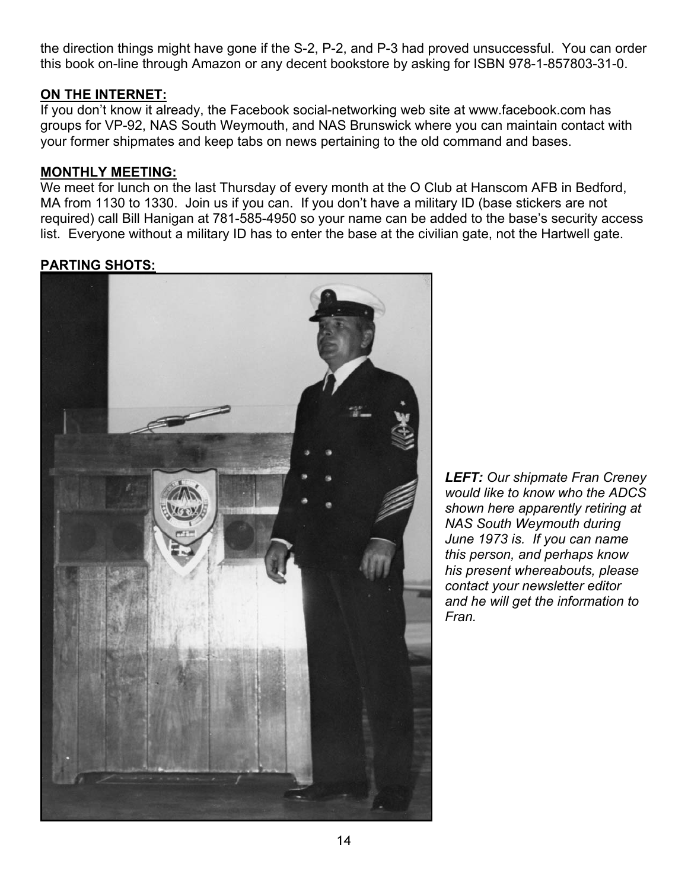the direction things might have gone if the S-2, P-2, and P-3 had proved unsuccessful. You can order this book on-line through Amazon or any decent bookstore by asking for ISBN 978-1-857803-31-0.

**ON THE INTERNET:**

If you don't know it already, the Facebook social-networking web site at www.facebook.com has groups for VP-92, NAS South Weymouth, and NAS Brunswick where you can maintain contact with your former shipmates and keep tabs on news pertaining to the old command and bases.

**MONTHLY MEETING:**

We meet for lunch on the last Thursday of every month at the O Club at Hanscom AFB in Bedford, MA from 1130 to 1330. Join us if you can. If you don't have a military ID (base stickers are not required) call Bill Hanigan at 781-585-4950 so your name can be added to the base's security access list. Everyone without a military ID has to enter the base at the civilian gate, not the Hartwell gate.

**PARTING SHOTS:**

***LEFT:*** *Our shipmate Fran Creney would like to know who the ADCS shown here apparently retiring at NAS South Weymouth during June 1973 is. If you can name this person, and perhaps know his present whereabouts, please contact your newsletter editor and he will get the information to Fran.*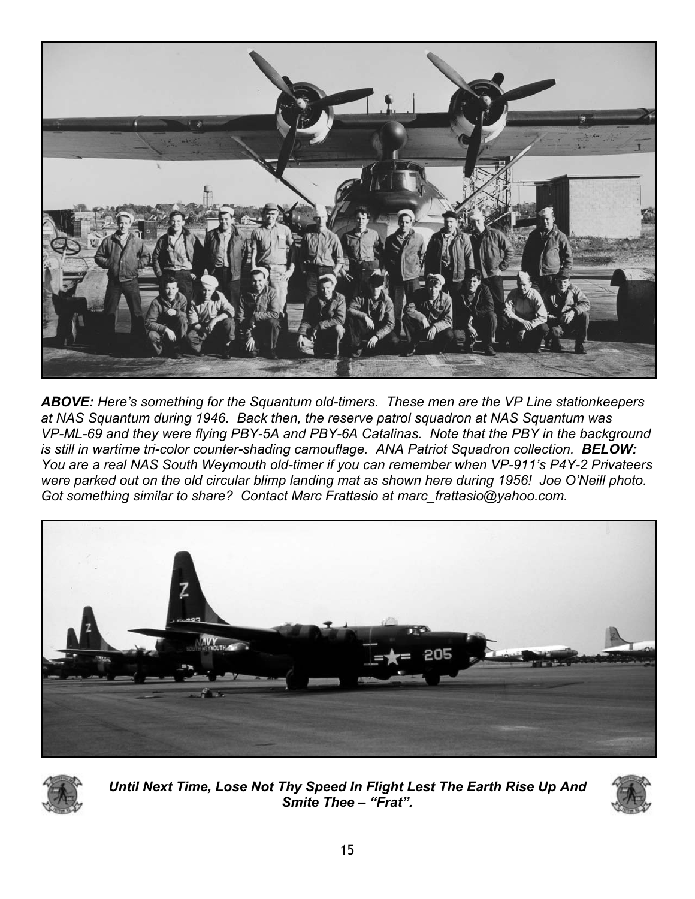***ABOVE:*** *Here's something for the Squantum old-timers. These men are the VP Line stationkeepers at NAS Squantum during 1946. Back then, the reserve patrol squadron at NAS Squantum was VP-ML-69 and they were flying PBY-5A and PBY-6A Catalinas. Note that the PBY in the background is still in wartime tri-color counter-shading camouflage. ANA Patriot Squadron collection.* ***BELOW:*** *You are a real NAS South Weymouth old-timer if you can remember when VP-911's P4Y-2 Privateers were parked out on the old circular blimp landing mat as shown here during 1956! Joe O'Neill photo. Got something similar to share? Contact Marc Frattasio at marc_frattasio@yahoo.com.*

***Until Next Time, Lose Not Thy Speed In Flight Lest The Earth Rise Up And Smite Thee – "Frat".***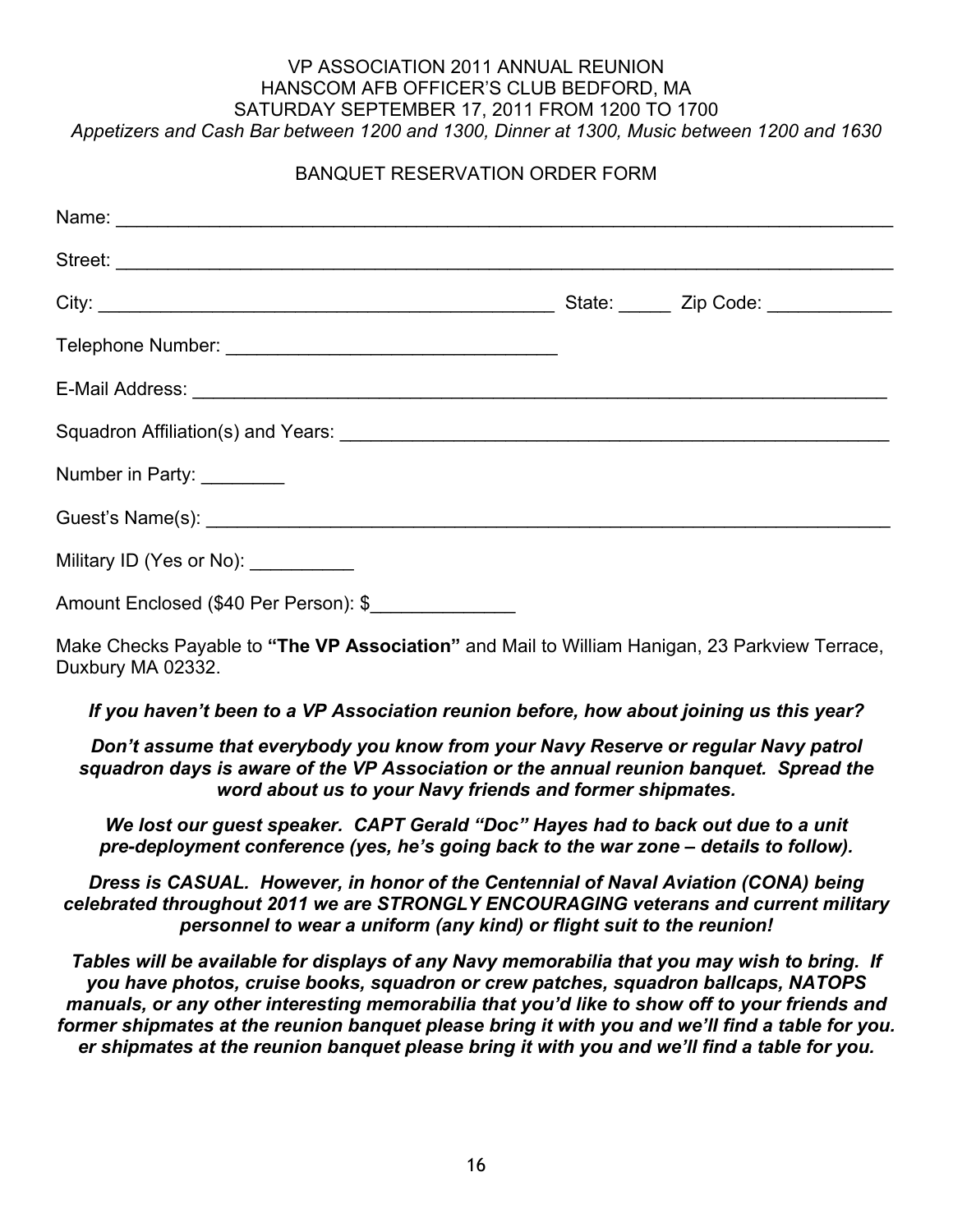VP ASSOCIATION 2011 ANNUAL REUNION
HANSCOM AFB OFFICER'S CLUB BEDFORD, MA
SATURDAY SEPTEMBER 17, 2011 FROM 1200 TO 1700

*Appetizers and Cash Bar between 1200 and 1300, Dinner at 1300, Music between 1200 and 1630*

BANQUET RESERVATION ORDER FORM

Name: ______________________________________________________________________

Street: ______________________________________________________________________

City: _____________________________________________ State: _____ Zip Code: ____________

Telephone Number: ________________________________

E-Mail Address: _________________________________________________________________

Squadron Affiliation(s) and Years: ____________________________________________________

Number in Party: ________

Guest's Name(s): ________________________________________________________________

Military ID (Yes or No): __________

Amount Enclosed ($40 Per Person): $______________

Make Checks Payable to **"The VP Association"** and Mail to William Hanigan, 23 Parkview Terrace, Duxbury MA 02332.

***If you haven't been to a VP Association reunion before, how about joining us this year?***

***Don't assume that everybody you know from your Navy Reserve or regular Navy patrol squadron days is aware of the VP Association or the annual reunion banquet. Spread the word about us to your Navy friends and former shipmates.***

***We lost our guest speaker. CAPT Gerald "Doc" Hayes had to back out due to a unit pre-deployment conference (yes, he's going back to the war zone – details to follow).***

***Dress is CASUAL. However, in honor of the Centennial of Naval Aviation (CONA) being celebrated throughout 2011 we are STRONGLY ENCOURAGING veterans and current military personnel to wear a uniform (any kind) or flight suit to the reunion!***

***Tables will be available for displays of any Navy memorabilia that you may wish to bring. If you have photos, cruise books, squadron or crew patches, squadron ballcaps, NATOPS manuals, or any other interesting memorabilia that you'd like to show off to your friends and former shipmates at the reunion banquet please bring it with you and we'll find a table for you. er shipmates at the reunion banquet please bring it with you and we'll find a table for you.***